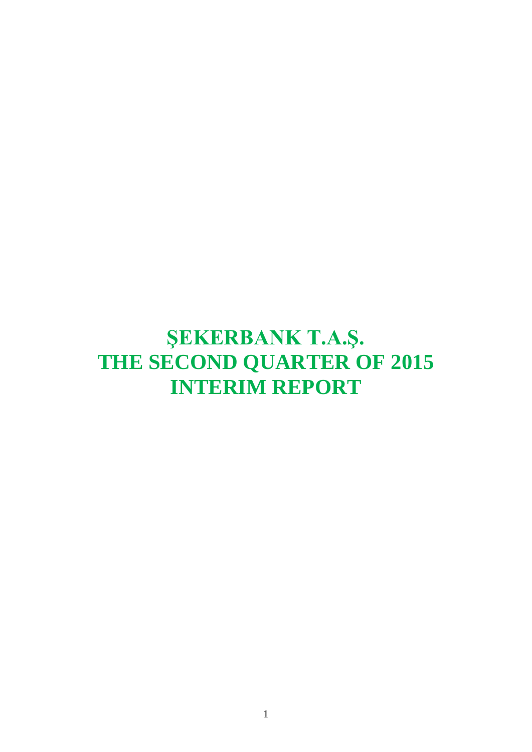# ŞEKERBANK T.A.Ş.
# THE SECOND QUARTER OF 2015
# INTERIM REPORT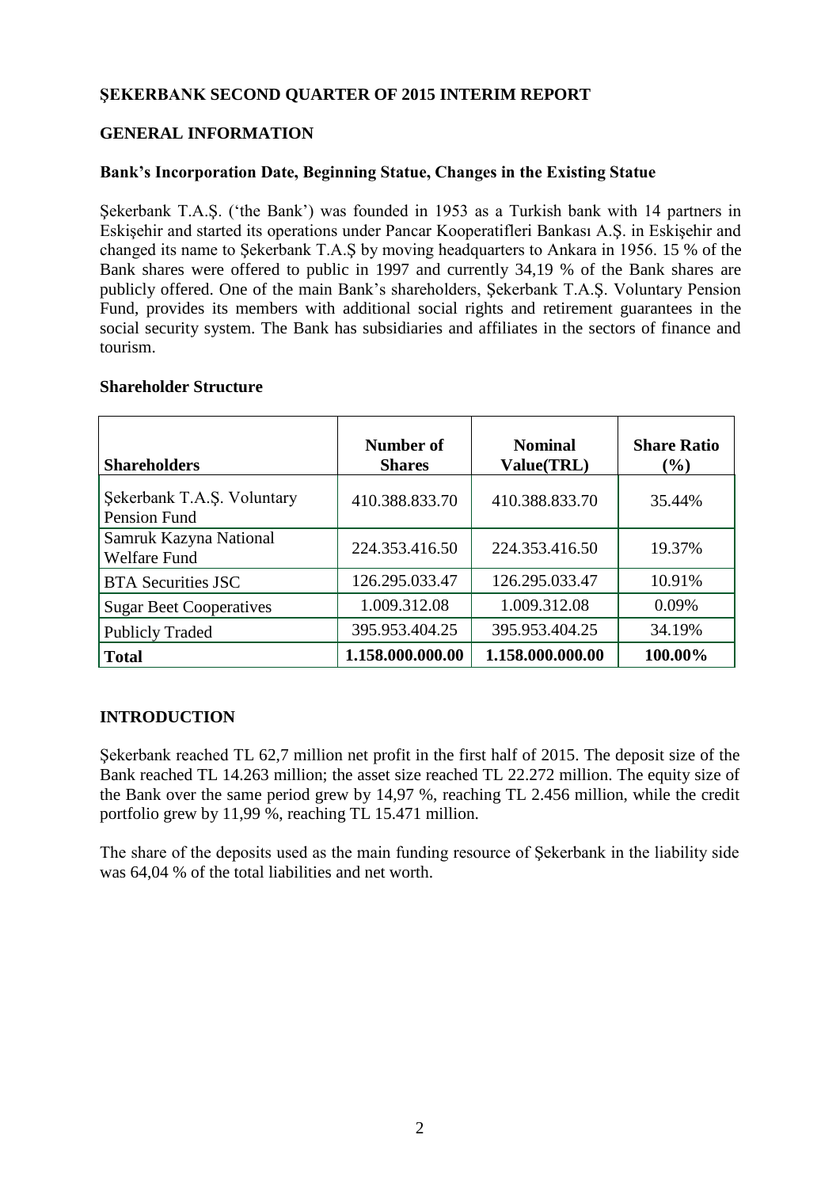## ŞEKERBANK SECOND QUARTER OF 2015 INTERIM REPORT

## GENERAL INFORMATION

### Bank's Incorporation Date, Beginning Statue, Changes in the Existing Statue

Şekerbank T.A.Ş. ('the Bank') was founded in 1953 as a Turkish bank with 14 partners in Eskişehir and started its operations under Pancar Kooperatifleri Bankası A.Ş. in Eskişehir and changed its name to Şekerbank T.A.Ş by moving headquarters to Ankara in 1956. 15 % of the Bank shares were offered to public in 1997 and currently 34,19 % of the Bank shares are publicly offered. One of the main Bank's shareholders, Şekerbank T.A.Ş. Voluntary Pension Fund, provides its members with additional social rights and retirement guarantees in the social security system. The Bank has subsidiaries and affiliates in the sectors of finance and tourism.

### Shareholder Structure

| Shareholders | Number of Shares | Nominal Value(TRL) | Share Ratio (%) |
|---|---|---|---|
| Şekerbank T.A.Ş. Voluntary Pension Fund | 410.388.833.70 | 410.388.833.70 | 35.44% |
| Samruk Kazyna National Welfare Fund | 224.353.416.50 | 224.353.416.50 | 19.37% |
| BTA Securities JSC | 126.295.033.47 | 126.295.033.47 | 10.91% |
| Sugar Beet Cooperatives | 1.009.312.08 | 1.009.312.08 | 0.09% |
| Publicly Traded | 395.953.404.25 | 395.953.404.25 | 34.19% |
| **Total** | **1.158.000.000.00** | **1.158.000.000.00** | **100.00%** |

## INTRODUCTION

Şekerbank reached TL 62,7 million net profit in the first half of 2015. The deposit size of the Bank reached TL 14.263 million; the asset size reached TL 22.272 million. The equity size of the Bank over the same period grew by 14,97 %, reaching TL 2.456 million, while the credit portfolio grew by 11,99 %, reaching TL 15.471 million.

The share of the deposits used as the main funding resource of Şekerbank in the liability side was 64,04 % of the total liabilities and net worth.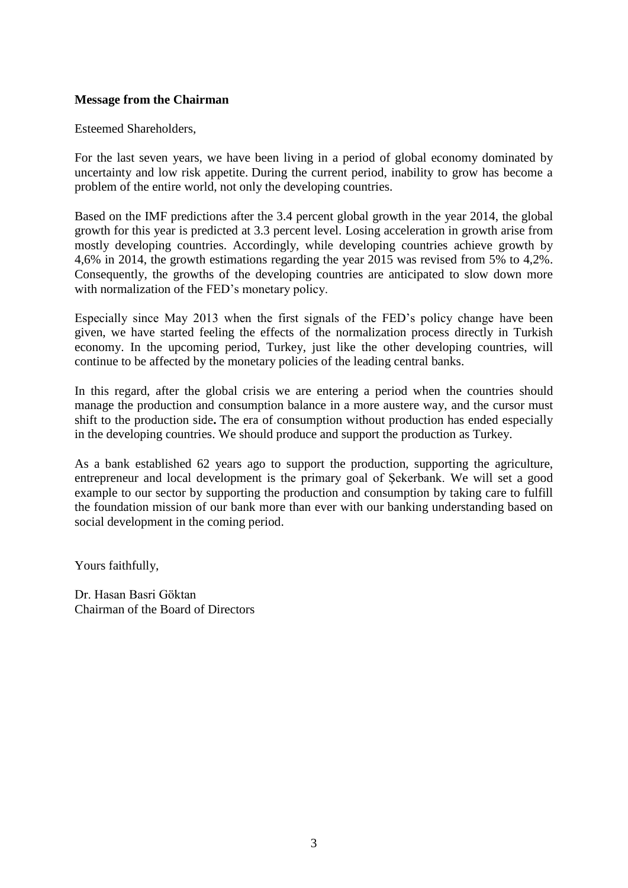**Message from the Chairman**

Esteemed Shareholders,

For the last seven years, we have been living in a period of global economy dominated by uncertainty and low risk appetite. During the current period, inability to grow has become a problem of the entire world, not only the developing countries.

Based on the IMF predictions after the 3.4 percent global growth in the year 2014, the global growth for this year is predicted at 3.3 percent level. Losing acceleration in growth arise from mostly developing countries. Accordingly, while developing countries achieve growth by 4,6% in 2014, the growth estimations regarding the year 2015 was revised from 5% to 4,2%. Consequently, the growths of the developing countries are anticipated to slow down more with normalization of the FED's monetary policy.

Especially since May 2013 when the first signals of the FED's policy change have been given, we have started feeling the effects of the normalization process directly in Turkish economy. In the upcoming period, Turkey, just like the other developing countries, will continue to be affected by the monetary policies of the leading central banks.

In this regard, after the global crisis we are entering a period when the countries should manage the production and consumption balance in a more austere way, and the cursor must shift to the production side**.** The era of consumption without production has ended especially in the developing countries. We should produce and support the production as Turkey.

As a bank established 62 years ago to support the production, supporting the agriculture, entrepreneur and local development is the primary goal of Şekerbank. We will set a good example to our sector by supporting the production and consumption by taking care to fulfill the foundation mission of our bank more than ever with our banking understanding based on social development in the coming period.

Yours faithfully,

Dr. Hasan Basri Göktan
Chairman of the Board of Directors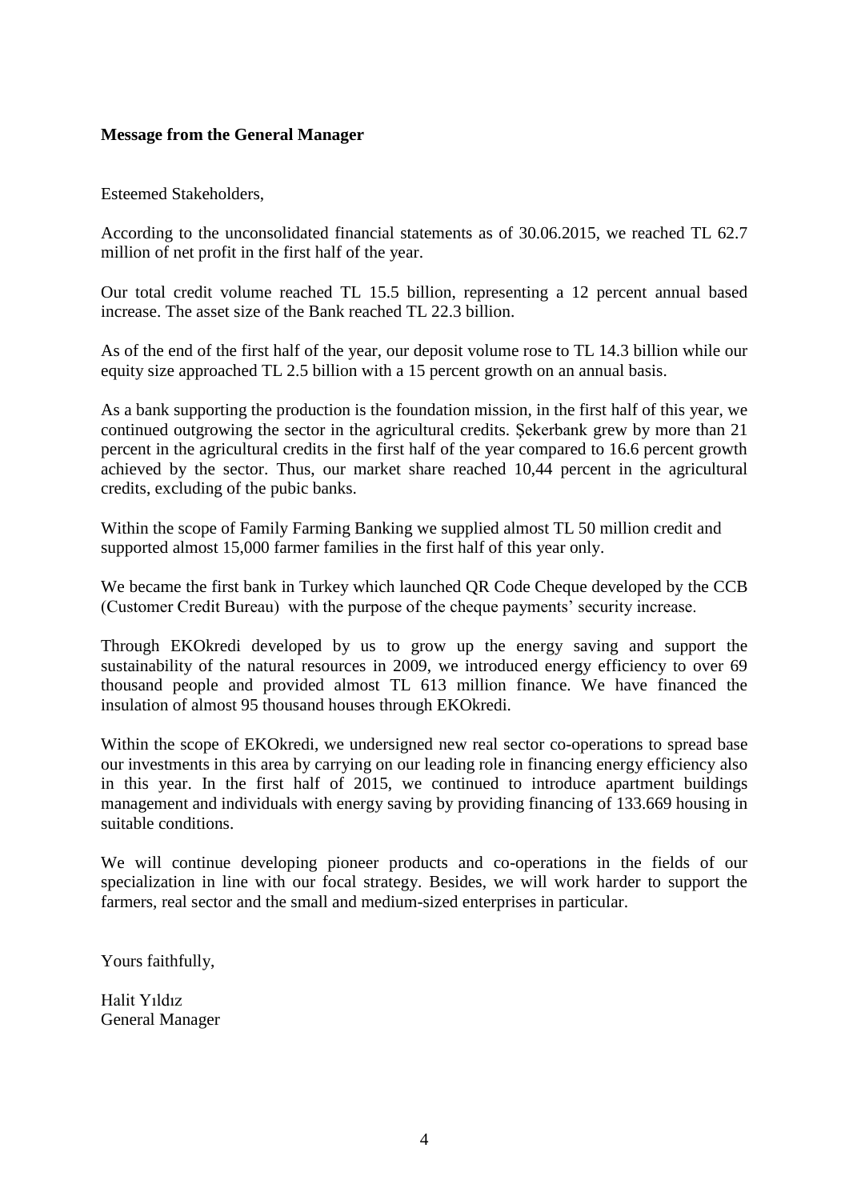**Message from the General Manager**

Esteemed Stakeholders,

According to the unconsolidated financial statements as of 30.06.2015, we reached TL 62.7 million of net profit in the first half of the year.

Our total credit volume reached TL 15.5 billion, representing a 12 percent annual based increase. The asset size of the Bank reached TL 22.3 billion.

As of the end of the first half of the year, our deposit volume rose to TL 14.3 billion while our equity size approached TL 2.5 billion with a 15 percent growth on an annual basis.

As a bank supporting the production is the foundation mission, in the first half of this year, we continued outgrowing the sector in the agricultural credits. Şekerbank grew by more than 21 percent in the agricultural credits in the first half of the year compared to 16.6 percent growth achieved by the sector. Thus, our market share reached 10,44 percent in the agricultural credits, excluding of the pubic banks.

Within the scope of Family Farming Banking we supplied almost TL 50 million credit and supported almost 15,000 farmer families in the first half of this year only.

We became the first bank in Turkey which launched QR Code Cheque developed by the CCB (Customer Credit Bureau) with the purpose of the cheque payments' security increase.

Through EKOkredi developed by us to grow up the energy saving and support the sustainability of the natural resources in 2009, we introduced energy efficiency to over 69 thousand people and provided almost TL 613 million finance. We have financed the insulation of almost 95 thousand houses through EKOkredi.

Within the scope of EKOkredi, we undersigned new real sector co-operations to spread base our investments in this area by carrying on our leading role in financing energy efficiency also in this year. In the first half of 2015, we continued to introduce apartment buildings management and individuals with energy saving by providing financing of 133.669 housing in suitable conditions.

We will continue developing pioneer products and co-operations in the fields of our specialization in line with our focal strategy. Besides, we will work harder to support the farmers, real sector and the small and medium-sized enterprises in particular.

Yours faithfully,

Halit Yıldız
General Manager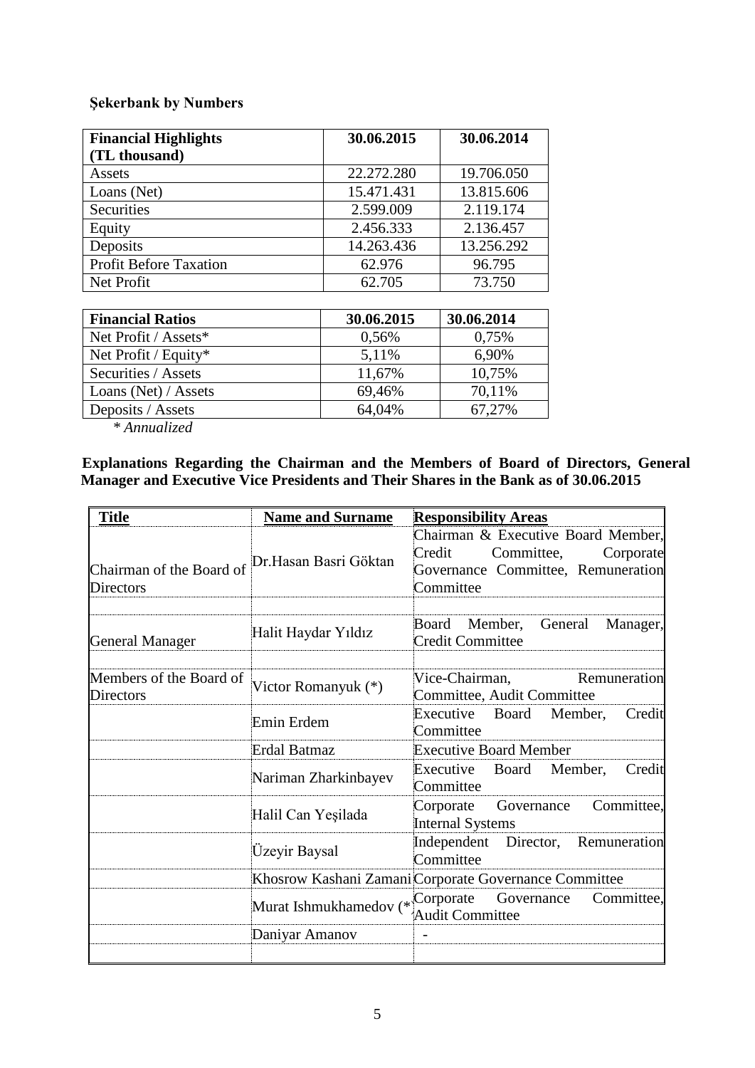**Şekerbank by Numbers**

| Financial Highlights (TL thousand) | 30.06.2015 | 30.06.2014 |
|---|---|---|
| Assets | 22.272.280 | 19.706.050 |
| Loans (Net) | 15.471.431 | 13.815.606 |
| Securities | 2.599.009 | 2.119.174 |
| Equity | 2.456.333 | 2.136.457 |
| Deposits | 14.263.436 | 13.256.292 |
| Profit Before Taxation | 62.976 | 96.795 |
| Net Profit | 62.705 | 73.750 |

| Financial Ratios | 30.06.2015 | 30.06.2014 |
|---|---|---|
| Net Profit / Assets* | 0,56% | 0,75% |
| Net Profit / Equity* | 5,11% | 6,90% |
| Securities / Assets | 11,67% | 10,75% |
| Loans (Net) / Assets | 69,46% | 70,11% |
| Deposits / Assets | 64,04% | 67,27% |

*\* Annualized*

**Explanations Regarding the Chairman and the Members of Board of Directors, General Manager and Executive Vice Presidents and Their Shares in the Bank as of 30.06.2015**

| Title | Name and Surname | Responsibility Areas |
|---|---|---|
| Chairman of the Board of Directors | Dr.Hasan Basri Göktan | Chairman & Executive Board Member, Credit Committee, Corporate Governance Committee, Remuneration Committee |
| | | |
| General Manager | Halit Haydar Yıldız | Board Member, General Manager, Credit Committee |
| | | |
| Members of the Board of Directors | Victor Romanyuk (*) | Vice-Chairman, Remuneration Committee, Audit Committee |
| | Emin Erdem | Executive Board Member, Credit Committee |
| | Erdal Batmaz | Executive Board Member |
| | Nariman Zharkinbayev | Executive Board Member, Credit Committee |
| | Halil Can Yeşilada | Corporate Governance Committee, Internal Systems |
| | Üzeyir Baysal | Independent Director, Remuneration Committee |
| | Khosrow Kashani Zamani | Corporate Governance Committee |
| | Murat Ishmukhamedov (* | Corporate Governance Committee, Audit Committee |
| | Daniyar Amanov | - |
| | | |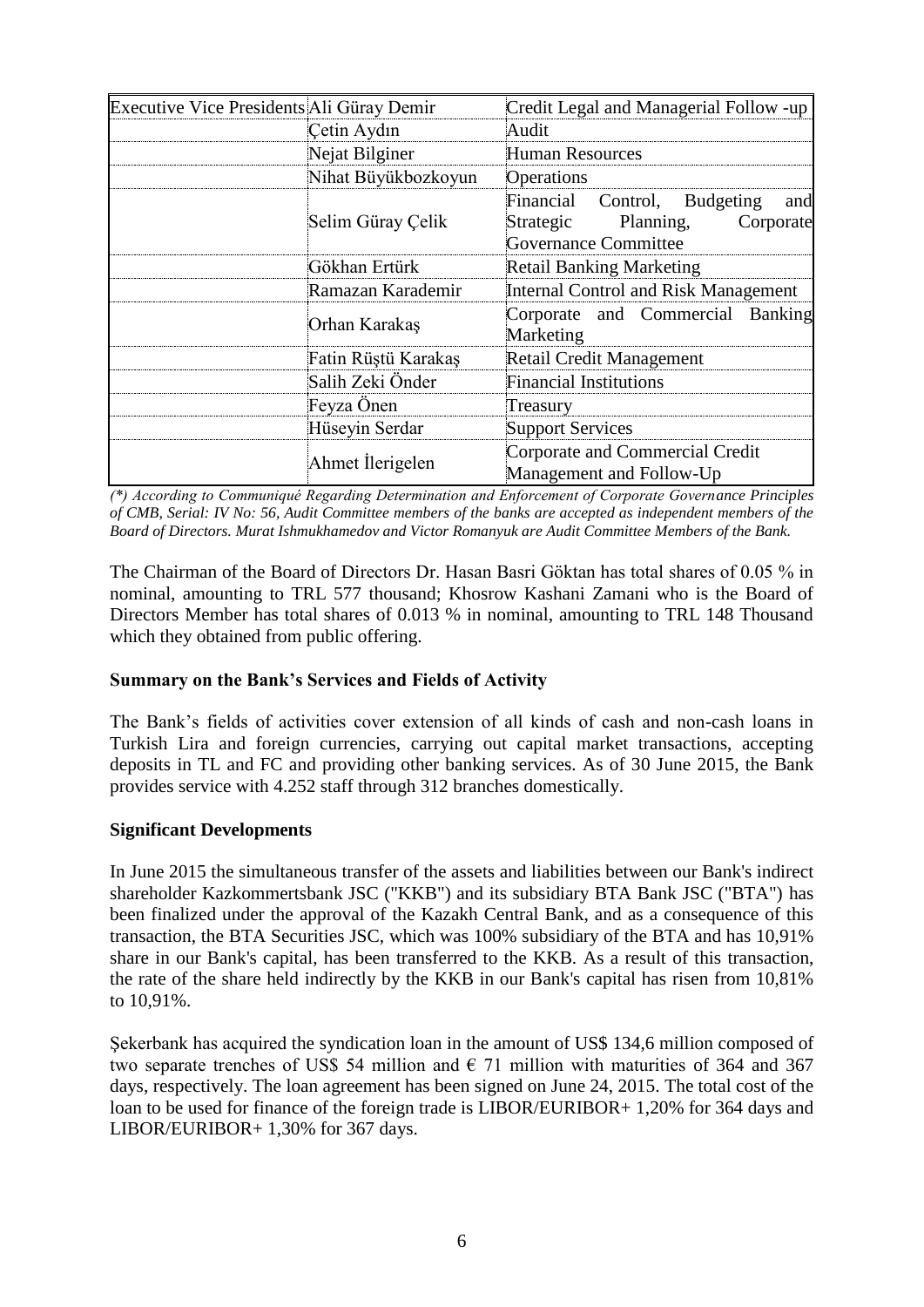| | | |
|---|---|---|
| Executive Vice Presidents | Ali Güray Demir | Credit Legal and Managerial Follow -up |
| | Çetin Aydın | Audit |
| | Nejat Bilginer | Human Resources |
| | Nihat Büyükbozkoyun | Operations |
| | Selim Güray Çelik | Financial Control, Budgeting and Strategic Planning, Corporate Governance Committee |
| | Gökhan Ertürk | Retail Banking Marketing |
| | Ramazan Karademir | Internal Control and Risk Management |
| | Orhan Karakaş | Corporate and Commercial Banking Marketing |
| | Fatin Rüştü Karakaş | Retail Credit Management |
| | Salih Zeki Önder | Financial Institutions |
| | Feyza Önen | Treasury |
| | Hüseyin Serdar | Support Services |
| | Ahmet İlerigelen | Corporate and Commercial Credit Management and Follow-Up |

*(\*) According to Communiqué Regarding Determination and Enforcement of Corporate Governance Principles of CMB, Serial: IV No: 56, Audit Committee members of the banks are accepted as independent members of the Board of Directors. Murat Ishmukhamedov and Victor Romanyuk are Audit Committee Members of the Bank.*

The Chairman of the Board of Directors Dr. Hasan Basri Göktan has total shares of 0.05 % in nominal, amounting to TRL 577 thousand; Khosrow Kashani Zamani who is the Board of Directors Member has total shares of 0.013 % in nominal, amounting to TRL 148 Thousand which they obtained from public offering.

**Summary on the Bank's Services and Fields of Activity**

The Bank's fields of activities cover extension of all kinds of cash and non-cash loans in Turkish Lira and foreign currencies, carrying out capital market transactions, accepting deposits in TL and FC and providing other banking services. As of 30 June 2015, the Bank provides service with 4.252 staff through 312 branches domestically.

**Significant Developments**

In June 2015 the simultaneous transfer of the assets and liabilities between our Bank's indirect shareholder Kazkommertsbank JSC ("KKB") and its subsidiary BTA Bank JSC ("BTA") has been finalized under the approval of the Kazakh Central Bank, and as a consequence of this transaction, the BTA Securities JSC, which was 100% subsidiary of the BTA and has 10,91% share in our Bank's capital, has been transferred to the KKB. As a result of this transaction, the rate of the share held indirectly by the KKB in our Bank's capital has risen from 10,81% to 10,91%.

Şekerbank has acquired the syndication loan in the amount of US$ 134,6 million composed of two separate trenches of US$ 54 million and € 71 million with maturities of 364 and 367 days, respectively. The loan agreement has been signed on June 24, 2015. The total cost of the loan to be used for finance of the foreign trade is LIBOR/EURIBOR+ 1,20% for 364 days and LIBOR/EURIBOR+ 1,30% for 367 days.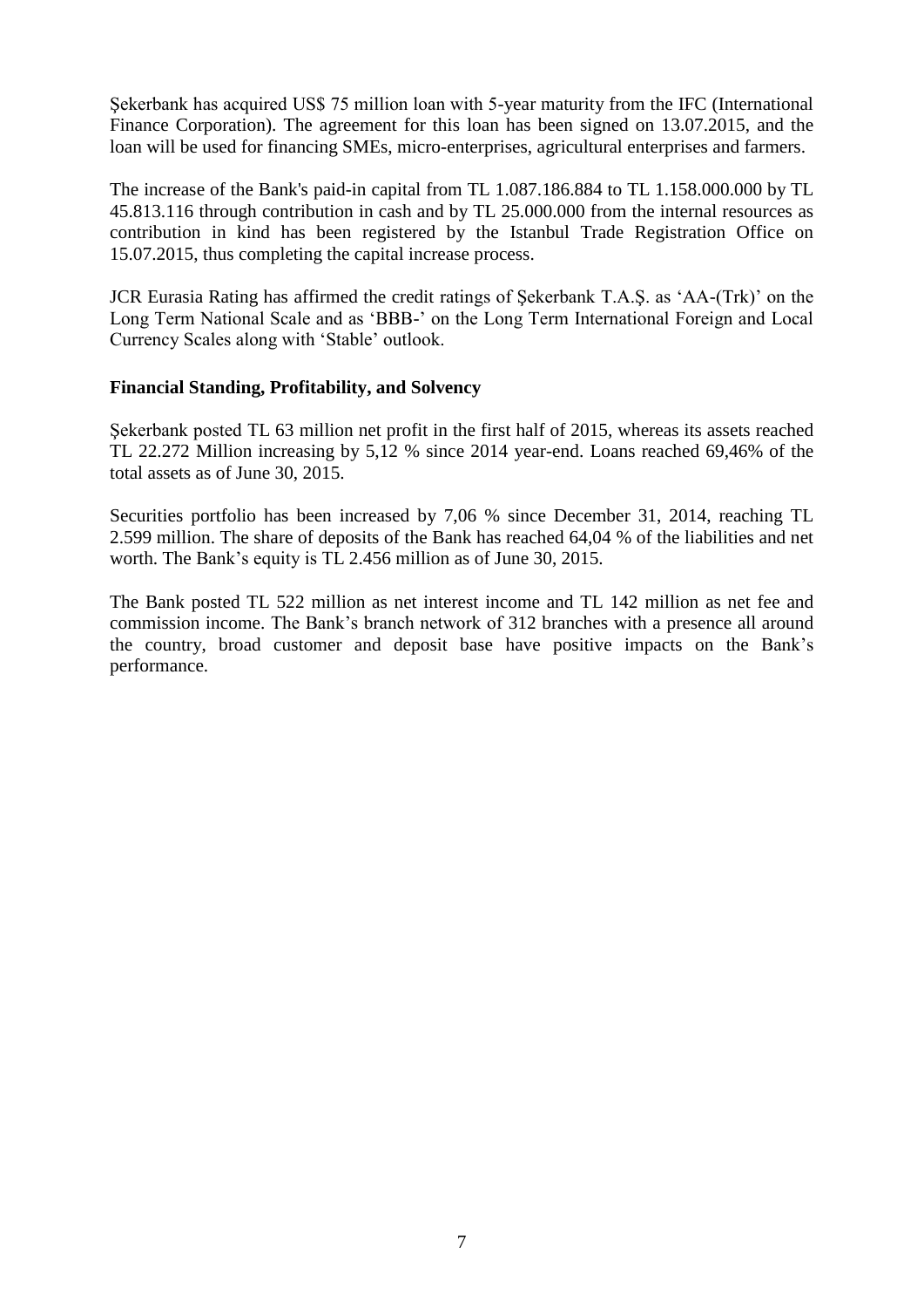Şekerbank has acquired US$ 75 million loan with 5-year maturity from the IFC (International Finance Corporation). The agreement for this loan has been signed on 13.07.2015, and the loan will be used for financing SMEs, micro-enterprises, agricultural enterprises and farmers.

The increase of the Bank's paid-in capital from TL 1.087.186.884 to TL 1.158.000.000 by TL 45.813.116 through contribution in cash and by TL 25.000.000 from the internal resources as contribution in kind has been registered by the Istanbul Trade Registration Office on 15.07.2015, thus completing the capital increase process.

JCR Eurasia Rating has affirmed the credit ratings of Şekerbank T.A.Ş. as 'AA-(Trk)' on the Long Term National Scale and as 'BBB-' on the Long Term International Foreign and Local Currency Scales along with 'Stable' outlook.

**Financial Standing, Profitability, and Solvency**

Şekerbank posted TL 63 million net profit in the first half of 2015, whereas its assets reached TL 22.272 Million increasing by 5,12 % since 2014 year-end. Loans reached 69,46% of the total assets as of June 30, 2015.

Securities portfolio has been increased by 7,06 % since December 31, 2014, reaching TL 2.599 million. The share of deposits of the Bank has reached 64,04 % of the liabilities and net worth. The Bank's equity is TL 2.456 million as of June 30, 2015.

The Bank posted TL 522 million as net interest income and TL 142 million as net fee and commission income. The Bank's branch network of 312 branches with a presence all around the country, broad customer and deposit base have positive impacts on the Bank's performance.